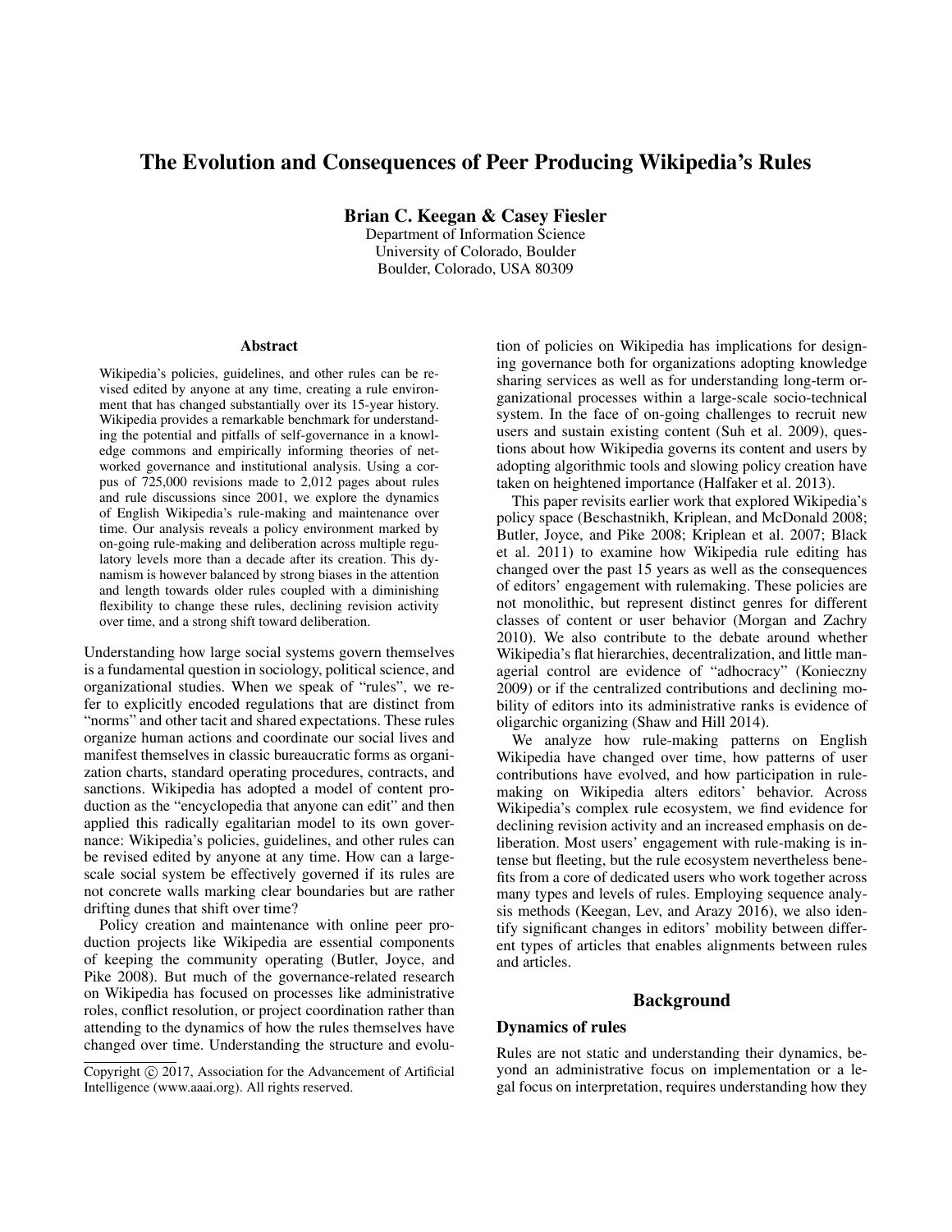# The Evolution and Consequences of Peer Producing Wikipedia's Rules

**Brian C. Keegan & Casey Fiesler**

Department of Information Science
University of Colorado, Boulder
Boulder, Colorado, USA 80309

## Abstract

Wikipedia's policies, guidelines, and other rules can be revised edited by anyone at any time, creating a rule environment that has changed substantially over its 15-year history. Wikipedia provides a remarkable benchmark for understanding the potential and pitfalls of self-governance in a knowledge commons and empirically informing theories of networked governance and institutional analysis. Using a corpus of 725,000 revisions made to 2,012 pages about rules and rule discussions since 2001, we explore the dynamics of English Wikipedia's rule-making and maintenance over time. Our analysis reveals a policy environment marked by on-going rule-making and deliberation across multiple regulatory levels more than a decade after its creation. This dynamism is however balanced by strong biases in the attention and length towards older rules coupled with a diminishing flexibility to change these rules, declining revision activity over time, and a strong shift toward deliberation.

Understanding how large social systems govern themselves is a fundamental question in sociology, political science, and organizational studies. When we speak of "rules", we refer to explicitly encoded regulations that are distinct from "norms" and other tacit and shared expectations. These rules organize human actions and coordinate our social lives and manifest themselves in classic bureaucratic forms as organization charts, standard operating procedures, contracts, and sanctions. Wikipedia has adopted a model of content production as the "encyclopedia that anyone can edit" and then applied this radically egalitarian model to its own governance: Wikipedia's policies, guidelines, and other rules can be revised edited by anyone at any time. How can a large-scale social system be effectively governed if its rules are not concrete walls marking clear boundaries but are rather drifting dunes that shift over time?

Policy creation and maintenance with online peer production projects like Wikipedia are essential components of keeping the community operating (Butler, Joyce, and Pike 2008). But much of the governance-related research on Wikipedia has focused on processes like administrative roles, conflict resolution, or project coordination rather than attending to the dynamics of how the rules themselves have changed over time. Understanding the structure and evolution of policies on Wikipedia has implications for designing governance both for organizations adopting knowledge sharing services as well as for understanding long-term organizational processes within a large-scale socio-technical system. In the face of on-going challenges to recruit new users and sustain existing content (Suh et al. 2009), questions about how Wikipedia governs its content and users by adopting algorithmic tools and slowing policy creation have taken on heightened importance (Halfaker et al. 2013).

This paper revisits earlier work that explored Wikipedia's policy space (Beschastnikh, Kriplean, and McDonald 2008; Butler, Joyce, and Pike 2008; Kriplean et al. 2007; Black et al. 2011) to examine how Wikipedia rule editing has changed over the past 15 years as well as the consequences of editors' engagement with rulemaking. These policies are not monolithic, but represent distinct genres for different classes of content or user behavior (Morgan and Zachry 2010). We also contribute to the debate around whether Wikipedia's flat hierarchies, decentralization, and little managerial control are evidence of "adhocracy" (Konieczny 2009) or if the centralized contributions and declining mobility of editors into its administrative ranks is evidence of oligarchic organizing (Shaw and Hill 2014).

We analyze how rule-making patterns on English Wikipedia have changed over time, how patterns of user contributions have evolved, and how participation in rule-making on Wikipedia alters editors' behavior. Across Wikipedia's complex rule ecosystem, we find evidence for declining revision activity and an increased emphasis on deliberation. Most users' engagement with rule-making is intense but fleeting, but the rule ecosystem nevertheless benefits from a core of dedicated users who work together across many types and levels of rules. Employing sequence analysis methods (Keegan, Lev, and Arazy 2016), we also identify significant changes in editors' mobility between different types of articles that enables alignments between rules and articles.

## Background

### Dynamics of rules

Rules are not static and understanding their dynamics, beyond an administrative focus on implementation or a legal focus on interpretation, requires understanding how they

Copyright © 2017, Association for the Advancement of Artificial Intelligence (www.aaai.org). All rights reserved.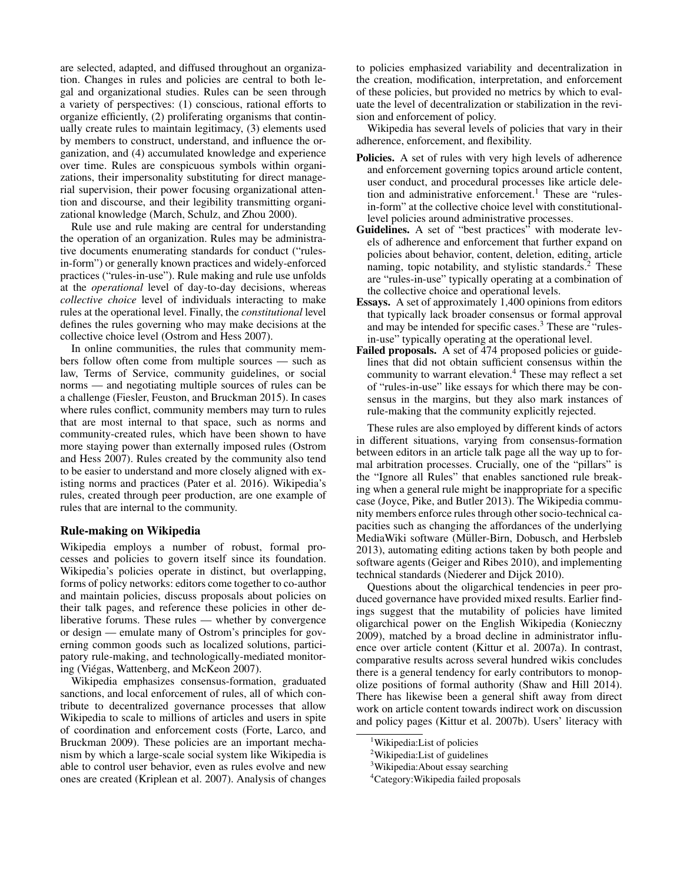are selected, adapted, and diffused throughout an organization. Changes in rules and policies are central to both legal and organizational studies. Rules can be seen through a variety of perspectives: (1) conscious, rational efforts to organize efficiently, (2) proliferating organisms that continually create rules to maintain legitimacy, (3) elements used by members to construct, understand, and influence the organization, and (4) accumulated knowledge and experience over time. Rules are conspicuous symbols within organizations, their impersonality substituting for direct managerial supervision, their power focusing organizational attention and discourse, and their legibility transmitting organizational knowledge (March, Schulz, and Zhou 2000).

Rule use and rule making are central for understanding the operation of an organization. Rules may be administrative documents enumerating standards for conduct ("rules-in-form") or generally known practices and widely-enforced practices ("rules-in-use"). Rule making and rule use unfolds at the *operational* level of day-to-day decisions, whereas *collective choice* level of individuals interacting to make rules at the operational level. Finally, the *constitutional* level defines the rules governing who may make decisions at the collective choice level (Ostrom and Hess 2007).

In online communities, the rules that community members follow often come from multiple sources — such as law, Terms of Service, community guidelines, or social norms — and negotiating multiple sources of rules can be a challenge (Fiesler, Feuston, and Bruckman 2015). In cases where rules conflict, community members may turn to rules that are most internal to that space, such as norms and community-created rules, which have been shown to have more staying power than externally imposed rules (Ostrom and Hess 2007). Rules created by the community also tend to be easier to understand and more closely aligned with existing norms and practices (Pater et al. 2016). Wikipedia's rules, created through peer production, are one example of rules that are internal to the community.

## Rule-making on Wikipedia

Wikipedia employs a number of robust, formal processes and policies to govern itself since its foundation. Wikipedia's policies operate in distinct, but overlapping, forms of policy networks: editors come together to co-author and maintain policies, discuss proposals about policies on their talk pages, and reference these policies in other deliberative forums. These rules — whether by convergence or design — emulate many of Ostrom's principles for governing common goods such as localized solutions, participatory rule-making, and technologically-mediated monitoring (Viégas, Wattenberg, and McKeon 2007).

Wikipedia emphasizes consensus-formation, graduated sanctions, and local enforcement of rules, all of which contribute to decentralized governance processes that allow Wikipedia to scale to millions of articles and users in spite of coordination and enforcement costs (Forte, Larco, and Bruckman 2009). These policies are an important mechanism by which a large-scale social system like Wikipedia is able to control user behavior, even as rules evolve and new ones are created (Kriplean et al. 2007). Analysis of changes to policies emphasized variability and decentralization in the creation, modification, interpretation, and enforcement of these policies, but provided no metrics by which to evaluate the level of decentralization or stabilization in the revision and enforcement of policy.

Wikipedia has several levels of policies that vary in their adherence, enforcement, and flexibility.

- **Policies.** A set of rules with very high levels of adherence and enforcement governing topics around article content, user conduct, and procedural processes like article deletion and administrative enforcement.[1] These are "rules-in-form" at the collective choice level with constitutional-level policies around administrative processes.
- **Guidelines.** A set of "best practices" with moderate levels of adherence and enforcement that further expand on policies about behavior, content, deletion, editing, article naming, topic notability, and stylistic standards.[2] These are "rules-in-use" typically operating at a combination of the collective choice and operational levels.
- **Essays.** A set of approximately 1,400 opinions from editors that typically lack broader consensus or formal approval and may be intended for specific cases.[3] These are "rules-in-use" typically operating at the operational level.
- **Failed proposals.** A set of 474 proposed policies or guidelines that did not obtain sufficient consensus within the community to warrant elevation.[4] These may reflect a set of "rules-in-use" like essays for which there may be consensus in the margins, but they also mark instances of rule-making that the community explicitly rejected.

These rules are also employed by different kinds of actors in different situations, varying from consensus-formation between editors in an article talk page all the way up to formal arbitration processes. Crucially, one of the "pillars" is the "Ignore all Rules" that enables sanctioned rule breaking when a general rule might be inappropriate for a specific case (Joyce, Pike, and Butler 2013). The Wikipedia community members enforce rules through other socio-technical capacities such as changing the affordances of the underlying MediaWiki software (Müller-Birn, Dobusch, and Herbsleb 2013), automating editing actions taken by both people and software agents (Geiger and Ribes 2010), and implementing technical standards (Niederer and Dijck 2010).

Questions about the oligarchical tendencies in peer produced governance have provided mixed results. Earlier findings suggest that the mutability of policies have limited oligarchical power on the English Wikipedia (Konieczny 2009), matched by a broad decline in administrator influence over article content (Kittur et al. 2007a). In contrast, comparative results across several hundred wikis concludes there is a general tendency for early contributors to monopolize positions of formal authority (Shaw and Hill 2014). There has likewise been a general shift away from direct work on article content towards indirect work on discussion and policy pages (Kittur et al. 2007b). Users' literacy with

[1] Wikipedia:List of policies

[2] Wikipedia:List of guidelines

[3] Wikipedia:About essay searching

[4] Category:Wikipedia failed proposals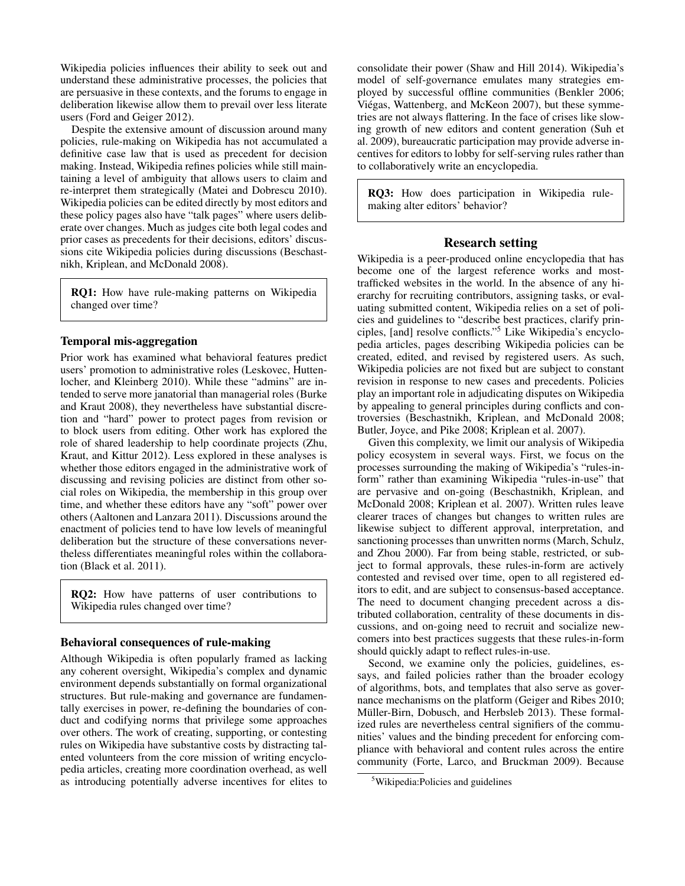Wikipedia policies influences their ability to seek out and understand these administrative processes, the policies that are persuasive in these contexts, and the forums to engage in deliberation likewise allow them to prevail over less literate users (Ford and Geiger 2012).

Despite the extensive amount of discussion around many policies, rule-making on Wikipedia has not accumulated a definitive case law that is used as precedent for decision making. Instead, Wikipedia refines policies while still maintaining a level of ambiguity that allows users to claim and re-interpret them strategically (Matei and Dobrescu 2010). Wikipedia policies can be edited directly by most editors and these policy pages also have "talk pages" where users deliberate over changes. Much as judges cite both legal codes and prior cases as precedents for their decisions, editors' discussions cite Wikipedia policies during discussions (Beschastnikh, Kriplean, and McDonald 2008).

> **RQ1:** How have rule-making patterns on Wikipedia changed over time?

### Temporal mis-aggregation

Prior work has examined what behavioral features predict users' promotion to administrative roles (Leskovec, Huttenlocher, and Kleinberg 2010). While these "admins" are intended to serve more janatorial than managerial roles (Burke and Kraut 2008), they nevertheless have substantial discretion and "hard" power to protect pages from revision or to block users from editing. Other work has explored the role of shared leadership to help coordinate projects (Zhu, Kraut, and Kittur 2012). Less explored in these analyses is whether those editors engaged in the administrative work of discussing and revising policies are distinct from other social roles on Wikipedia, the membership in this group over time, and whether these editors have any "soft" power over others (Aaltonen and Lanzara 2011). Discussions around the enactment of policies tend to have low levels of meaningful deliberation but the structure of these conversations nevertheless differentiates meaningful roles within the collaboration (Black et al. 2011).

> **RQ2:** How have patterns of user contributions to Wikipedia rules changed over time?

### Behavioral consequences of rule-making

Although Wikipedia is often popularly framed as lacking any coherent oversight, Wikipedia's complex and dynamic environment depends substantially on formal organizational structures. But rule-making and governance are fundamentally exercises in power, re-defining the boundaries of conduct and codifying norms that privilege some approaches over others. The work of creating, supporting, or contesting rules on Wikipedia have substantive costs by distracting talented volunteers from the core mission of writing encyclopedia articles, creating more coordination overhead, as well as introducing potentially adverse incentives for elites to consolidate their power (Shaw and Hill 2014). Wikipedia's model of self-governance emulates many strategies employed by successful offline communities (Benkler 2006; Viégas, Wattenberg, and McKeon 2007), but these symmetries are not always flattering. In the face of crises like slowing growth of new editors and content generation (Suh et al. 2009), bureaucratic participation may provide adverse incentives for editors to lobby for self-serving rules rather than to collaboratively write an encyclopedia.

> **RQ3:** How does participation in Wikipedia rule-making alter editors' behavior?

## Research setting

Wikipedia is a peer-produced online encyclopedia that has become one of the largest reference works and most-trafficked websites in the world. In the absence of any hierarchy for recruiting contributors, assigning tasks, or evaluating submitted content, Wikipedia relies on a set of policies and guidelines to "describe best practices, clarify principles, [and] resolve conflicts."[5] Like Wikipedia's encyclopedia articles, pages describing Wikipedia policies can be created, edited, and revised by registered users. As such, Wikipedia policies are not fixed but are subject to constant revision in response to new cases and precedents. Policies play an important role in adjudicating disputes on Wikipedia by appealing to general principles during conflicts and controversies (Beschastnikh, Kriplean, and McDonald 2008; Butler, Joyce, and Pike 2008; Kriplean et al. 2007).

Given this complexity, we limit our analysis of Wikipedia policy ecosystem in several ways. First, we focus on the processes surrounding the making of Wikipedia's "rules-in-form" rather than examining Wikipedia "rules-in-use" that are pervasive and on-going (Beschastnikh, Kriplean, and McDonald 2008; Kriplean et al. 2007). Written rules leave clearer traces of changes but changes to written rules are likewise subject to different approval, interpretation, and sanctioning processes than unwritten norms (March, Schulz, and Zhou 2000). Far from being stable, restricted, or subject to formal approvals, these rules-in-form are actively contested and revised over time, open to all registered editors to edit, and are subject to consensus-based acceptance. The need to document changing precedent across a distributed collaboration, centrality of these documents in discussions, and on-going need to recruit and socialize newcomers into best practices suggests that these rules-in-form should quickly adapt to reflect rules-in-use.

Second, we examine only the policies, guidelines, essays, and failed policies rather than the broader ecology of algorithms, bots, and templates that also serve as governance mechanisms on the platform (Geiger and Ribes 2010; Müller-Birn, Dobusch, and Herbsleb 2013). These formalized rules are nevertheless central signifiers of the communities' values and the binding precedent for enforcing compliance with behavioral and content rules across the entire community (Forte, Larco, and Bruckman 2009). Because

[5] Wikipedia:Policies and guidelines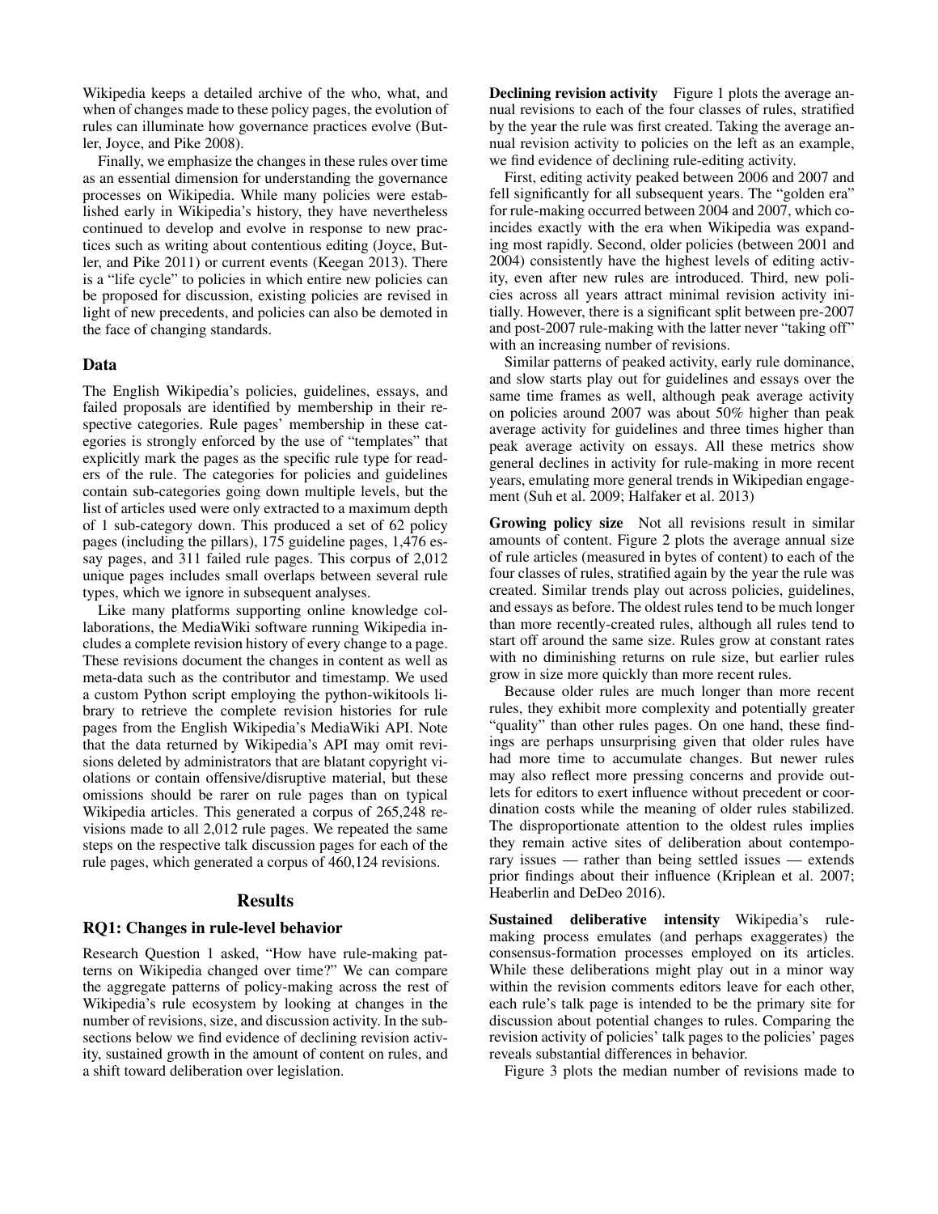Wikipedia keeps a detailed archive of the who, what, and when of changes made to these policy pages, the evolution of rules can illuminate how governance practices evolve (Butler, Joyce, and Pike 2008).

Finally, we emphasize the changes in these rules over time as an essential dimension for understanding the governance processes on Wikipedia. While many policies were established early in Wikipedia's history, they have nevertheless continued to develop and evolve in response to new practices such as writing about contentious editing (Joyce, Butler, and Pike 2011) or current events (Keegan 2013). There is a "life cycle" to policies in which entire new policies can be proposed for discussion, existing policies are revised in light of new precedents, and policies can also be demoted in the face of changing standards.

## Data

The English Wikipedia's policies, guidelines, essays, and failed proposals are identified by membership in their respective categories. Rule pages' membership in these categories is strongly enforced by the use of "templates" that explicitly mark the pages as the specific rule type for readers of the rule. The categories for policies and guidelines contain sub-categories going down multiple levels, but the list of articles used were only extracted to a maximum depth of 1 sub-category down. This produced a set of 62 policy pages (including the pillars), 175 guideline pages, 1,476 essay pages, and 311 failed rule pages. This corpus of 2,012 unique pages includes small overlaps between several rule types, which we ignore in subsequent analyses.

Like many platforms supporting online knowledge collaborations, the MediaWiki software running Wikipedia includes a complete revision history of every change to a page. These revisions document the changes in content as well as meta-data such as the contributor and timestamp. We used a custom Python script employing the python-wikitools library to retrieve the complete revision histories for rule pages from the English Wikipedia's MediaWiki API. Note that the data returned by Wikipedia's API may omit revisions deleted by administrators that are blatant copyright violations or contain offensive/disruptive material, but these omissions should be rarer on rule pages than on typical Wikipedia articles. This generated a corpus of 265,248 revisions made to all 2,012 rule pages. We repeated the same steps on the respective talk discussion pages for each of the rule pages, which generated a corpus of 460,124 revisions.

## Results

### RQ1: Changes in rule-level behavior

Research Question 1 asked, "How have rule-making patterns on Wikipedia changed over time?" We can compare the aggregate patterns of policy-making across the rest of Wikipedia's rule ecosystem by looking at changes in the number of revisions, size, and discussion activity. In the subsections below we find evidence of declining revision activity, sustained growth in the amount of content on rules, and a shift toward deliberation over legislation.

**Declining revision activity** Figure 1 plots the average annual revisions to each of the four classes of rules, stratified by the year the rule was first created. Taking the average annual revision activity to policies on the left as an example, we find evidence of declining rule-editing activity.

First, editing activity peaked between 2006 and 2007 and fell significantly for all subsequent years. The "golden era" for rule-making occurred between 2004 and 2007, which coincides exactly with the era when Wikipedia was expanding most rapidly. Second, older policies (between 2001 and 2004) consistently have the highest levels of editing activity, even after new rules are introduced. Third, new policies across all years attract minimal revision activity initially. However, there is a significant split between pre-2007 and post-2007 rule-making with the latter never "taking off" with an increasing number of revisions.

Similar patterns of peaked activity, early rule dominance, and slow starts play out for guidelines and essays over the same time frames as well, although peak average activity on policies around 2007 was about 50% higher than peak average activity for guidelines and three times higher than peak average activity on essays. All these metrics show general declines in activity for rule-making in more recent years, emulating more general trends in Wikipedian engagement (Suh et al. 2009; Halfaker et al. 2013)

**Growing policy size** Not all revisions result in similar amounts of content. Figure 2 plots the average annual size of rule articles (measured in bytes of content) to each of the four classes of rules, stratified again by the year the rule was created. Similar trends play out across policies, guidelines, and essays as before. The oldest rules tend to be much longer than more recently-created rules, although all rules tend to start off around the same size. Rules grow at constant rates with no diminishing returns on rule size, but earlier rules grow in size more quickly than more recent rules.

Because older rules are much longer than more recent rules, they exhibit more complexity and potentially greater "quality" than other rules pages. On one hand, these findings are perhaps unsurprising given that older rules have had more time to accumulate changes. But newer rules may also reflect more pressing concerns and provide outlets for editors to exert influence without precedent or coordination costs while the meaning of older rules stabilized. The disproportionate attention to the oldest rules implies they remain active sites of deliberation about contemporary issues — rather than being settled issues — extends prior findings about their influence (Kriplean et al. 2007; Heaberlin and DeDeo 2016).

**Sustained deliberative intensity** Wikipedia's rule-making process emulates (and perhaps exaggerates) the consensus-formation processes employed on its articles. While these deliberations might play out in a minor way within the revision comments editors leave for each other, each rule's talk page is intended to be the primary site for discussion about potential changes to rules. Comparing the revision activity of policies' talk pages to the policies' pages reveals substantial differences in behavior.

Figure 3 plots the median number of revisions made to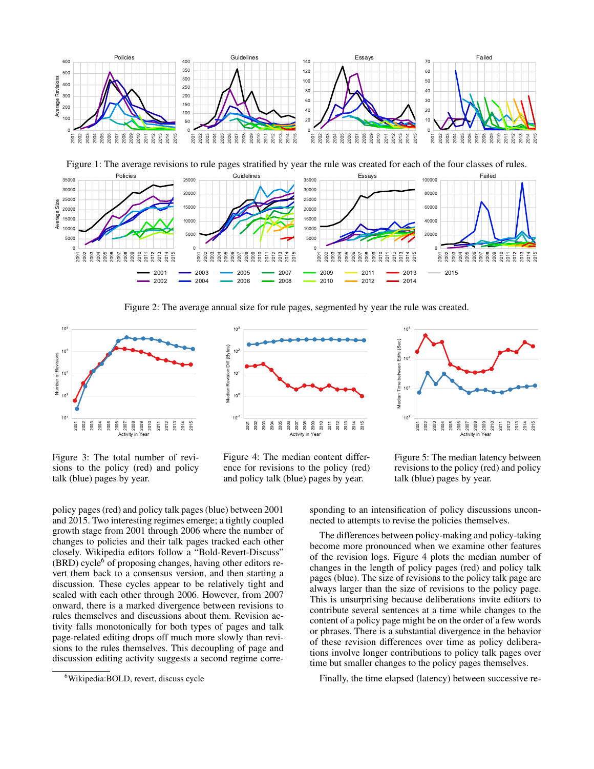Figure 1: The average revisions to rule pages stratified by year the rule was created for each of the four classes of rules.

Figure 2: The average annual size for rule pages, segmented by year the rule was created.

Figure 3: The total number of revisions to the policy (red) and policy talk (blue) pages by year.

Figure 4: The median content difference for revisions to the policy (red) and policy talk (blue) pages by year.

Figure 5: The median latency between revisions to the policy (red) and policy talk (blue) pages by year.

policy pages (red) and policy talk pages (blue) between 2001 and 2015. Two interesting regimes emerge; a tightly coupled growth stage from 2001 through 2006 where the number of changes to policies and their talk pages tracked each other closely. Wikipedia editors follow a "Bold-Revert-Discuss" (BRD) cycle[6] of proposing changes, having other editors revert them back to a consensus version, and then starting a discussion. These cycles appear to be relatively tight and scaled with each other through 2006. However, from 2007 onward, there is a marked divergence between revisions to rules themselves and discussions about them. Revision activity falls monotonically for both types of pages and talk page-related editing drops off much more slowly than revisions to the rules themselves. This decoupling of page and discussion editing activity suggests a second regime corresponding to an intensification of policy discussions unconnected to attempts to revise the policies themselves.

The differences between policy-making and policy-taking become more pronounced when we examine other features of the revision logs. Figure 4 plots the median number of changes in the length of policy pages (red) and policy talk pages (blue). The size of revisions to the policy talk page are always larger than the size of revisions to the policy page. This is unsurprising because deliberations invite editors to contribute several sentences at a time while changes to the content of a policy page might be on the order of a few words or phrases. There is a substantial divergence in the behavior of these revision differences over time as policy deliberations involve longer contributions to policy talk pages over time but smaller changes to the policy pages themselves.

Finally, the time elapsed (latency) between successive re-

[6] Wikipedia:BOLD, revert, discuss cycle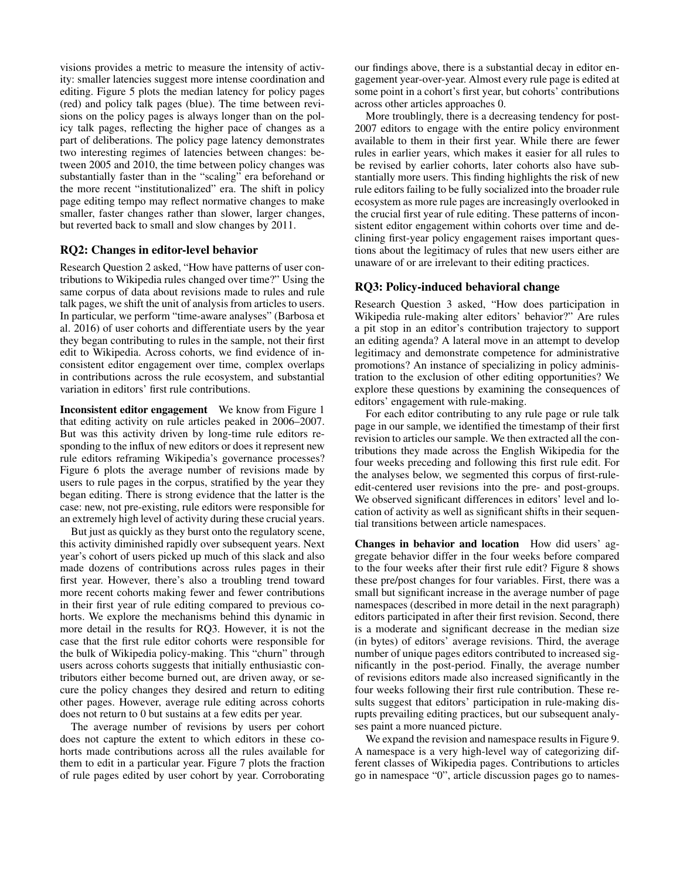visions provides a metric to measure the intensity of activity: smaller latencies suggest more intense coordination and editing. Figure 5 plots the median latency for policy pages (red) and policy talk pages (blue). The time between revisions on the policy pages is always longer than on the policy talk pages, reflecting the higher pace of changes as a part of deliberations. The policy page latency demonstrates two interesting regimes of latencies between changes: between 2005 and 2010, the time between policy changes was substantially faster than in the "scaling" era beforehand or the more recent "institutionalized" era. The shift in policy page editing tempo may reflect normative changes to make smaller, faster changes rather than slower, larger changes, but reverted back to small and slow changes by 2011.

### RQ2: Changes in editor-level behavior

Research Question 2 asked, "How have patterns of user contributions to Wikipedia rules changed over time?" Using the same corpus of data about revisions made to rules and rule talk pages, we shift the unit of analysis from articles to users. In particular, we perform "time-aware analyses" (Barbosa et al. 2016) of user cohorts and differentiate users by the year they began contributing to rules in the sample, not their first edit to Wikipedia. Across cohorts, we find evidence of inconsistent editor engagement over time, complex overlaps in contributions across the rule ecosystem, and substantial variation in editors' first rule contributions.

**Inconsistent editor engagement** We know from Figure 1 that editing activity on rule articles peaked in 2006–2007. But was this activity driven by long-time rule editors responding to the influx of new editors or does it represent new rule editors reframing Wikipedia's governance processes? Figure 6 plots the average number of revisions made by users to rule pages in the corpus, stratified by the year they began editing. There is strong evidence that the latter is the case: new, not pre-existing, rule editors were responsible for an extremely high level of activity during these crucial years.

But just as quickly as they burst onto the regulatory scene, this activity diminished rapidly over subsequent years. Next year's cohort of users picked up much of this slack and also made dozens of contributions across rules pages in their first year. However, there's also a troubling trend toward more recent cohorts making fewer and fewer contributions in their first year of rule editing compared to previous cohorts. We explore the mechanisms behind this dynamic in more detail in the results for RQ3. However, it is not the case that the first rule editor cohorts were responsible for the bulk of Wikipedia policy-making. This "churn" through users across cohorts suggests that initially enthusiastic contributors either become burned out, are driven away, or secure the policy changes they desired and return to editing other pages. However, average rule editing across cohorts does not return to 0 but sustains at a few edits per year.

The average number of revisions by users per cohort does not capture the extent to which editors in these cohorts made contributions across all the rules available for them to edit in a particular year. Figure 7 plots the fraction of rule pages edited by user cohort by year. Corroborating our findings above, there is a substantial decay in editor engagement year-over-year. Almost every rule page is edited at some point in a cohort's first year, but cohorts' contributions across other articles approaches 0.

More troublingly, there is a decreasing tendency for post-2007 editors to engage with the entire policy environment available to them in their first year. While there are fewer rules in earlier years, which makes it easier for all rules to be revised by earlier cohorts, later cohorts also have substantially more users. This finding highlights the risk of new rule editors failing to be fully socialized into the broader rule ecosystem as more rule pages are increasingly overlooked in the crucial first year of rule editing. These patterns of inconsistent editor engagement within cohorts over time and declining first-year policy engagement raises important questions about the legitimacy of rules that new users either are unaware of or are irrelevant to their editing practices.

### RQ3: Policy-induced behavioral change

Research Question 3 asked, "How does participation in Wikipedia rule-making alter editors' behavior?" Are rules a pit stop in an editor's contribution trajectory to support an editing agenda? A lateral move in an attempt to develop legitimacy and demonstrate competence for administrative promotions? An instance of specializing in policy administration to the exclusion of other editing opportunities? We explore these questions by examining the consequences of editors' engagement with rule-making.

For each editor contributing to any rule page or rule talk page in our sample, we identified the timestamp of their first revision to articles our sample. We then extracted all the contributions they made across the English Wikipedia for the four weeks preceding and following this first rule edit. For the analyses below, we segmented this corpus of first-rule-edit-centered user revisions into the pre- and post-groups. We observed significant differences in editors' level and location of activity as well as significant shifts in their sequential transitions between article namespaces.

**Changes in behavior and location** How did users' aggregate behavior differ in the four weeks before compared to the four weeks after their first rule edit? Figure 8 shows these pre/post changes for four variables. First, there was a small but significant increase in the average number of page namespaces (described in more detail in the next paragraph) editors participated in after their first revision. Second, there is a moderate and significant decrease in the median size (in bytes) of editors' average revisions. Third, the average number of unique pages editors contributed to increased significantly in the post-period. Finally, the average number of revisions editors made also increased significantly in the four weeks following their first rule contribution. These results suggest that editors' participation in rule-making disrupts prevailing editing practices, but our subsequent analyses paint a more nuanced picture.

We expand the revision and namespace results in Figure 9. A namespace is a very high-level way of categorizing different classes of Wikipedia pages. Contributions to articles go in namespace "0", article discussion pages go to names-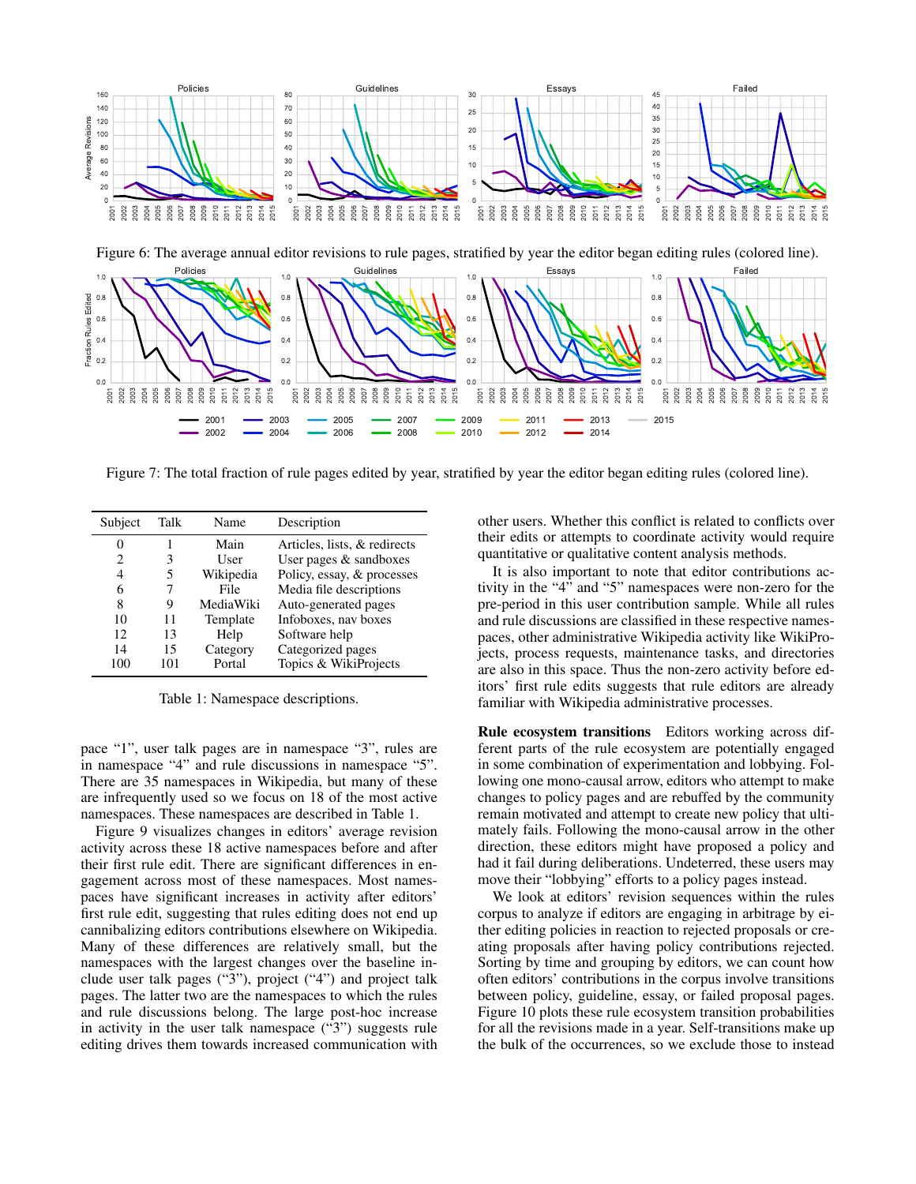Figure 6: The average annual editor revisions to rule pages, stratified by year the editor began editing rules (colored line).

Figure 7: The total fraction of rule pages edited by year, stratified by year the editor began editing rules (colored line).

| Subject | Talk | Name | Description |
|---|---|---|---|
| 0 | 1 | Main | Articles, lists, & redirects |
| 2 | 3 | User | User pages & sandboxes |
| 4 | 5 | Wikipedia | Policy, essay, & processes |
| 6 | 7 | File | Media file descriptions |
| 8 | 9 | MediaWiki | Auto-generated pages |
| 10 | 11 | Template | Infoboxes, nav boxes |
| 12 | 13 | Help | Software help |
| 14 | 15 | Category | Categorized pages |
| 100 | 101 | Portal | Topics & WikiProjects |

Table 1: Namespace descriptions.

pace "1", user talk pages are in namespace "3", rules are in namespace "4" and rule discussions in namespace "5". There are 35 namespaces in Wikipedia, but many of these are infrequently used so we focus on 18 of the most active namespaces. These namespaces are described in Table 1.

Figure 9 visualizes changes in editors' average revision activity across these 18 active namespaces before and after their first rule edit. There are significant differences in engagement across most of these namespaces. Most namespaces have significant increases in activity after editors' first rule edit, suggesting that rules editing does not end up cannibalizing editors contributions elsewhere on Wikipedia. Many of these differences are relatively small, but the namespaces with the largest changes over the baseline include user talk pages ("3"), project ("4") and project talk pages. The latter two are the namespaces to which the rules and rule discussions belong. The large post-hoc increase in activity in the user talk namespace ("3") suggests rule editing drives them towards increased communication with other users. Whether this conflict is related to conflicts over their edits or attempts to coordinate activity would require quantitative or qualitative content analysis methods.

It is also important to note that editor contributions activity in the "4" and "5" namespaces were non-zero for the pre-period in this user contribution sample. While all rules and rule discussions are classified in these respective namespaces, other administrative Wikipedia activity like WikiProjects, process requests, maintenance tasks, and directories are also in this space. Thus the non-zero activity before editors' first rule edits suggests that rule editors are already familiar with Wikipedia administrative processes.

**Rule ecosystem transitions** Editors working across different parts of the rule ecosystem are potentially engaged in some combination of experimentation and lobbying. Following one mono-causal arrow, editors who attempt to make changes to policy pages and are rebuffed by the community remain motivated and attempt to create new policy that ultimately fails. Following the mono-causal arrow in the other direction, these editors might have proposed a policy and had it fail during deliberations. Undeterred, these users may move their "lobbying" efforts to a policy pages instead.

We look at editors' revision sequences within the rules corpus to analyze if editors are engaging in arbitrage by either editing policies in reaction to rejected proposals or creating proposals after having policy contributions rejected. Sorting by time and grouping by editors, we can count how often editors' contributions in the corpus involve transitions between policy, guideline, essay, or failed proposal pages. Figure 10 plots these rule ecosystem transition probabilities for all the revisions made in a year. Self-transitions make up the bulk of the occurrences, so we exclude those to instead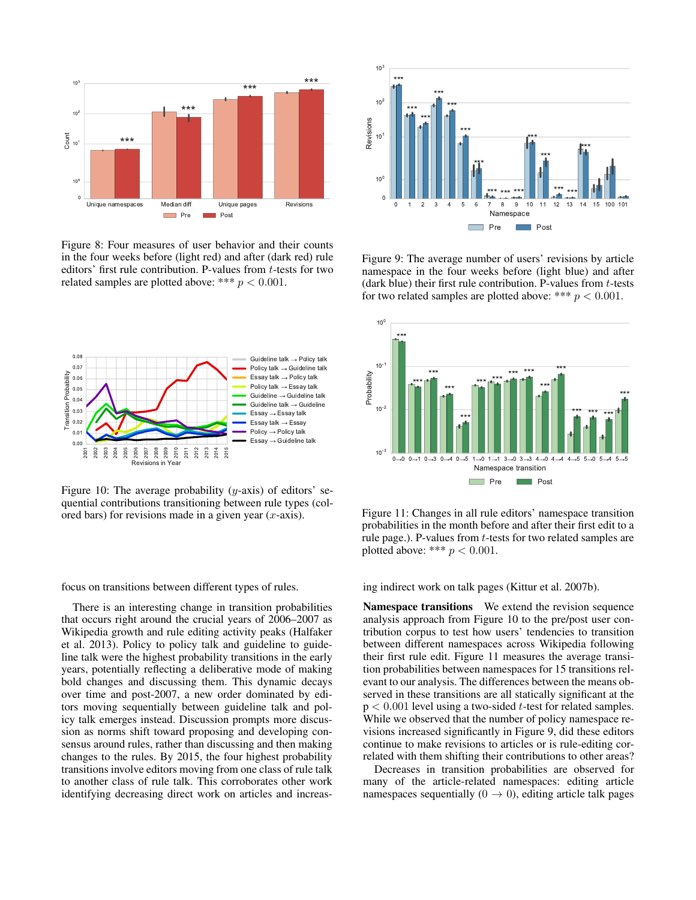Figure 8: Four measures of user behavior and their counts in the four weeks before (light red) and after (dark red) rule editors' first rule contribution. P-values from $t$-tests for two related samples are plotted above: *** $p < 0.001$.

Figure 10: The average probability ($y$-axis) of editors' sequential contributions transitioning between rule types (colored bars) for revisions made in a given year ($x$-axis).

focus on transitions between different types of rules.

There is an interesting change in transition probabilities that occurs right around the crucial years of 2006–2007 as Wikipedia growth and rule editing activity peaks (Halfaker et al. 2013). Policy to policy talk and guideline to guideline talk were the highest probability transitions in the early years, potentially reflecting a deliberative mode of making bold changes and discussing them. This dynamic decays over time and post-2007, a new order dominated by editors moving sequentially between guideline talk and policy talk emerges instead. Discussion prompts more discussion as norms shift toward proposing and developing consensus around rules, rather than discussing and then making changes to the rules. By 2015, the four highest probability transitions involve editors moving from one class of rule talk to another class of rule talk. This corroborates other work identifying decreasing direct work on articles and increasing indirect work on talk pages (Kittur et al. 2007b).

Figure 9: The average number of users' revisions by article namespace in the four weeks before (light blue) and after (dark blue) their first rule contribution. P-values from $t$-tests for two related samples are plotted above: *** $p < 0.001$.

Figure 11: Changes in all rule editors' namespace transition probabilities in the month before and after their first edit to a rule page.). P-values from $t$-tests for two related samples are plotted above: *** $p < 0.001$.

**Namespace transitions** We extend the revision sequence analysis approach from Figure 10 to the pre/post user contribution corpus to test how users' tendencies to transition between different namespaces across Wikipedia following their first rule edit. Figure 11 measures the average transition probabilities between namespaces for 15 transitions relevant to our analysis. The differences between the means observed in these transitions are all statically significant at the $p < 0.001$ level using a two-sided $t$-test for related samples. While we observed that the number of policy namespace revisions increased significantly in Figure 9, did these editors continue to make revisions to articles or is rule-editing correlated with them shifting their contributions to other areas?

Decreases in transition probabilities are observed for many of the article-related namespaces: editing article namespaces sequentially ($0 \rightarrow 0$), editing article talk pages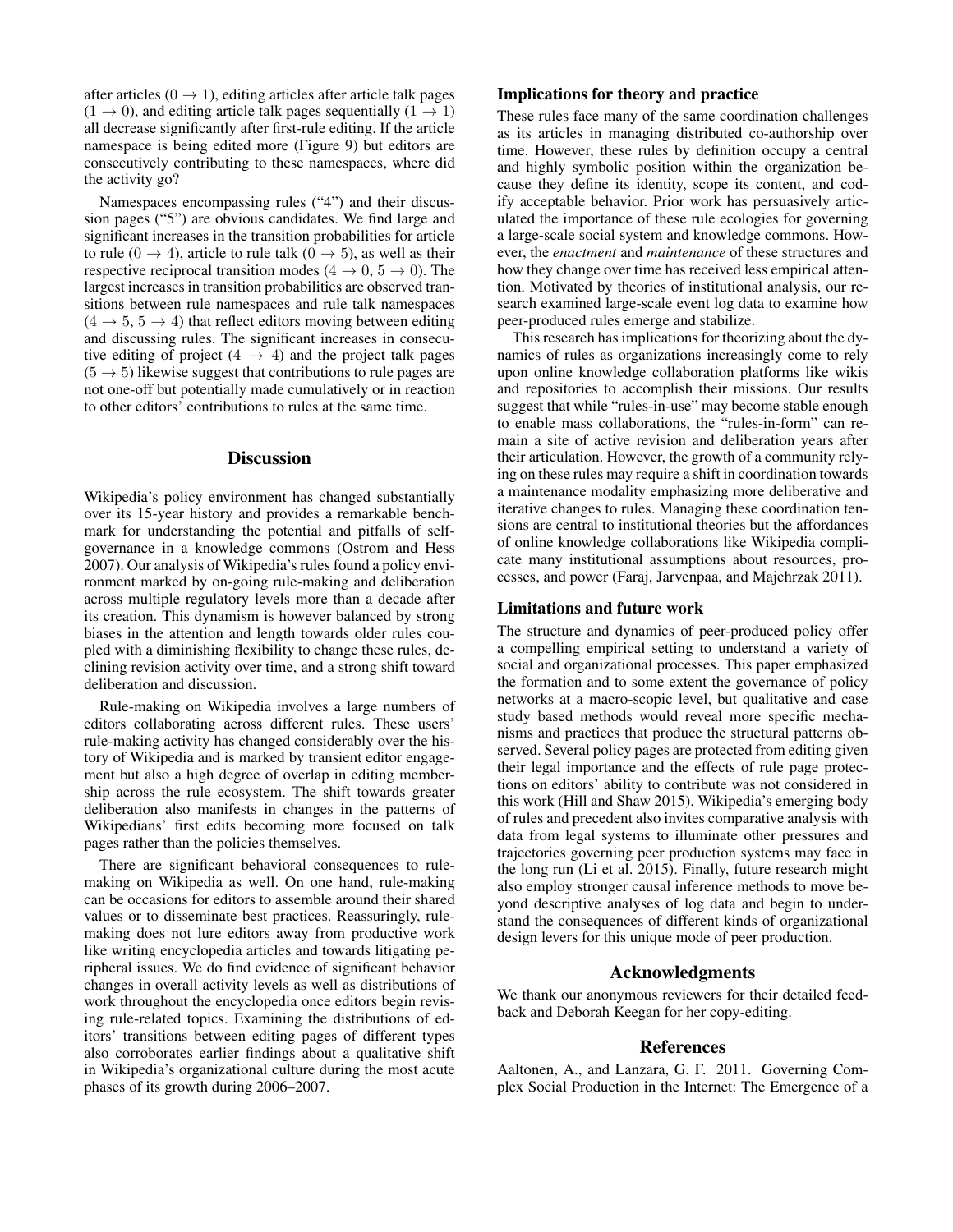after articles ($0 \rightarrow 1$), editing articles after article talk pages ($1 \rightarrow 0$), and editing article talk pages sequentially ($1 \rightarrow 1$) all decrease significantly after first-rule editing. If the article namespace is being edited more (Figure 9) but editors are consecutively contributing to these namespaces, where did the activity go?

Namespaces encompassing rules ("4") and their discussion pages ("5") are obvious candidates. We find large and significant increases in the transition probabilities for article to rule ($0 \rightarrow 4$), article to rule talk ($0 \rightarrow 5$), as well as their respective reciprocal transition modes ($4 \rightarrow 0$, $5 \rightarrow 0$). The largest increases in transition probabilities are observed transitions between rule namespaces and rule talk namespaces ($4 \rightarrow 5$, $5 \rightarrow 4$) that reflect editors moving between editing and discussing rules. The significant increases in consecutive editing of project ($4 \rightarrow 4$) and the project talk pages ($5 \rightarrow 5$) likewise suggest that contributions to rule pages are not one-off but potentially made cumulatively or in reaction to other editors' contributions to rules at the same time.

## Discussion

Wikipedia's policy environment has changed substantially over its 15-year history and provides a remarkable benchmark for understanding the potential and pitfalls of self-governance in a knowledge commons (Ostrom and Hess 2007). Our analysis of Wikipedia's rules found a policy environment marked by on-going rule-making and deliberation across multiple regulatory levels more than a decade after its creation. This dynamism is however balanced by strong biases in the attention and length towards older rules coupled with a diminishing flexibility to change these rules, declining revision activity over time, and a strong shift toward deliberation and discussion.

Rule-making on Wikipedia involves a large numbers of editors collaborating across different rules. These users' rule-making activity has changed considerably over the history of Wikipedia and is marked by transient editor engagement but also a high degree of overlap in editing membership across the rule ecosystem. The shift towards greater deliberation also manifests in changes in the patterns of Wikipedians' first edits becoming more focused on talk pages rather than the policies themselves.

There are significant behavioral consequences to rule-making on Wikipedia as well. On one hand, rule-making can be occasions for editors to assemble around their shared values or to disseminate best practices. Reassuringly, rule-making does not lure editors away from productive work like writing encyclopedia articles and towards litigating peripheral issues. We do find evidence of significant behavior changes in overall activity levels as well as distributions of work throughout the encyclopedia once editors begin revising rule-related topics. Examining the distributions of editors' transitions between editing pages of different types also corroborates earlier findings about a qualitative shift in Wikipedia's organizational culture during the most acute phases of its growth during 2006–2007.

### Implications for theory and practice

These rules face many of the same coordination challenges as its articles in managing distributed co-authorship over time. However, these rules by definition occupy a central and highly symbolic position within the organization because they define its identity, scope its content, and codify acceptable behavior. Prior work has persuasively articulated the importance of these rule ecologies for governing a large-scale social system and knowledge commons. However, the *enactment* and *maintenance* of these structures and how they change over time has received less empirical attention. Motivated by theories of institutional analysis, our research examined large-scale event log data to examine how peer-produced rules emerge and stabilize.

This research has implications for theorizing about the dynamics of rules as organizations increasingly come to rely upon online knowledge collaboration platforms like wikis and repositories to accomplish their missions. Our results suggest that while "rules-in-use" may become stable enough to enable mass collaborations, the "rules-in-form" can remain a site of active revision and deliberation years after their articulation. However, the growth of a community relying on these rules may require a shift in coordination towards a maintenance modality emphasizing more deliberative and iterative changes to rules. Managing these coordination tensions are central to institutional theories but the affordances of online knowledge collaborations like Wikipedia complicate many institutional assumptions about resources, processes, and power (Faraj, Jarvenpaa, and Majchrzak 2011).

### Limitations and future work

The structure and dynamics of peer-produced policy offer a compelling empirical setting to understand a variety of social and organizational processes. This paper emphasized the formation and to some extent the governance of policy networks at a macro-scopic level, but qualitative and case study based methods would reveal more specific mechanisms and practices that produce the structural patterns observed. Several policy pages are protected from editing given their legal importance and the effects of rule page protections on editors' ability to contribute was not considered in this work (Hill and Shaw 2015). Wikipedia's emerging body of rules and precedent also invites comparative analysis with data from legal systems to illuminate other pressures and trajectories governing peer production systems may face in the long run (Li et al. 2015). Finally, future research might also employ stronger causal inference methods to move beyond descriptive analyses of log data and begin to understand the consequences of different kinds of organizational design levers for this unique mode of peer production.

## Acknowledgments

We thank our anonymous reviewers for their detailed feedback and Deborah Keegan for her copy-editing.

## References

Aaltonen, A., and Lanzara, G. F. 2011. Governing Complex Social Production in the Internet: The Emergence of a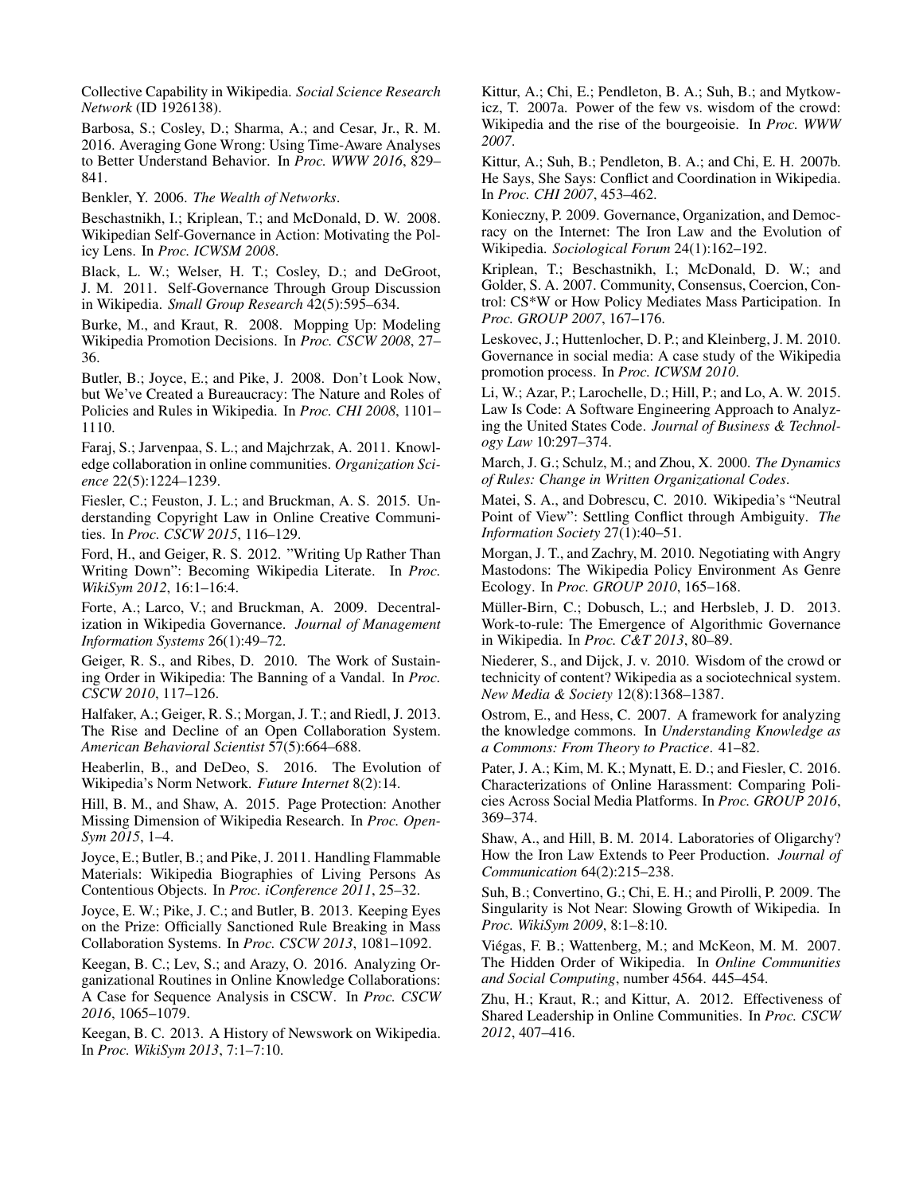Collective Capability in Wikipedia. *Social Science Research Network* (ID 1926138).

Barbosa, S.; Cosley, D.; Sharma, A.; and Cesar, Jr., R. M. 2016. Averaging Gone Wrong: Using Time-Aware Analyses to Better Understand Behavior. In *Proc. WWW 2016*, 829–841.

Benkler, Y. 2006. *The Wealth of Networks*.

Beschastnikh, I.; Kriplean, T.; and McDonald, D. W. 2008. Wikipedian Self-Governance in Action: Motivating the Policy Lens. In *Proc. ICWSM 2008*.

Black, L. W.; Welser, H. T.; Cosley, D.; and DeGroot, J. M. 2011. Self-Governance Through Group Discussion in Wikipedia. *Small Group Research* 42(5):595–634.

Burke, M., and Kraut, R. 2008. Mopping Up: Modeling Wikipedia Promotion Decisions. In *Proc. CSCW 2008*, 27–36.

Butler, B.; Joyce, E.; and Pike, J. 2008. Don't Look Now, but We've Created a Bureaucracy: The Nature and Roles of Policies and Rules in Wikipedia. In *Proc. CHI 2008*, 1101–1110.

Faraj, S.; Jarvenpaa, S. L.; and Majchrzak, A. 2011. Knowledge collaboration in online communities. *Organization Science* 22(5):1224–1239.

Fiesler, C.; Feuston, J. L.; and Bruckman, A. S. 2015. Understanding Copyright Law in Online Creative Communities. In *Proc. CSCW 2015*, 116–129.

Ford, H., and Geiger, R. S. 2012. "Writing Up Rather Than Writing Down": Becoming Wikipedia Literate. In *Proc. WikiSym 2012*, 16:1–16:4.

Forte, A.; Larco, V.; and Bruckman, A. 2009. Decentralization in Wikipedia Governance. *Journal of Management Information Systems* 26(1):49–72.

Geiger, R. S., and Ribes, D. 2010. The Work of Sustaining Order in Wikipedia: The Banning of a Vandal. In *Proc. CSCW 2010*, 117–126.

Halfaker, A.; Geiger, R. S.; Morgan, J. T.; and Riedl, J. 2013. The Rise and Decline of an Open Collaboration System. *American Behavioral Scientist* 57(5):664–688.

Heaberlin, B., and DeDeo, S. 2016. The Evolution of Wikipedia's Norm Network. *Future Internet* 8(2):14.

Hill, B. M., and Shaw, A. 2015. Page Protection: Another Missing Dimension of Wikipedia Research. In *Proc. OpenSym 2015*, 1–4.

Joyce, E.; Butler, B.; and Pike, J. 2011. Handling Flammable Materials: Wikipedia Biographies of Living Persons As Contentious Objects. In *Proc. iConference 2011*, 25–32.

Joyce, E. W.; Pike, J. C.; and Butler, B. 2013. Keeping Eyes on the Prize: Officially Sanctioned Rule Breaking in Mass Collaboration Systems. In *Proc. CSCW 2013*, 1081–1092.

Keegan, B. C.; Lev, S.; and Arazy, O. 2016. Analyzing Organizational Routines in Online Knowledge Collaborations: A Case for Sequence Analysis in CSCW. In *Proc. CSCW 2016*, 1065–1079.

Keegan, B. C. 2013. A History of Newswork on Wikipedia. In *Proc. WikiSym 2013*, 7:1–7:10.

Kittur, A.; Chi, E.; Pendleton, B. A.; Suh, B.; and Mytkowicz, T. 2007a. Power of the few vs. wisdom of the crowd: Wikipedia and the rise of the bourgeoisie. In *Proc. WWW 2007*.

Kittur, A.; Suh, B.; Pendleton, B. A.; and Chi, E. H. 2007b. He Says, She Says: Conflict and Coordination in Wikipedia. In *Proc. CHI 2007*, 453–462.

Konieczny, P. 2009. Governance, Organization, and Democracy on the Internet: The Iron Law and the Evolution of Wikipedia. *Sociological Forum* 24(1):162–192.

Kriplean, T.; Beschastnikh, I.; McDonald, D. W.; and Golder, S. A. 2007. Community, Consensus, Coercion, Control: CS*W or How Policy Mediates Mass Participation. In *Proc. GROUP 2007*, 167–176.

Leskovec, J.; Huttenlocher, D. P.; and Kleinberg, J. M. 2010. Governance in social media: A case study of the Wikipedia promotion process. In *Proc. ICWSM 2010*.

Li, W.; Azar, P.; Larochelle, D.; Hill, P.; and Lo, A. W. 2015. Law Is Code: A Software Engineering Approach to Analyzing the United States Code. *Journal of Business & Technology Law* 10:297–374.

March, J. G.; Schulz, M.; and Zhou, X. 2000. *The Dynamics of Rules: Change in Written Organizational Codes*.

Matei, S. A., and Dobrescu, C. 2010. Wikipedia's "Neutral Point of View": Settling Conflict through Ambiguity. *The Information Society* 27(1):40–51.

Morgan, J. T., and Zachry, M. 2010. Negotiating with Angry Mastodons: The Wikipedia Policy Environment As Genre Ecology. In *Proc. GROUP 2010*, 165–168.

Müller-Birn, C.; Dobusch, L.; and Herbsleb, J. D. 2013. Work-to-rule: The Emergence of Algorithmic Governance in Wikipedia. In *Proc. C&T 2013*, 80–89.

Niederer, S., and Dijck, J. v. 2010. Wisdom of the crowd or technicity of content? Wikipedia as a sociotechnical system. *New Media & Society* 12(8):1368–1387.

Ostrom, E., and Hess, C. 2007. A framework for analyzing the knowledge commons. In *Understanding Knowledge as a Commons: From Theory to Practice*. 41–82.

Pater, J. A.; Kim, M. K.; Mynatt, E. D.; and Fiesler, C. 2016. Characterizations of Online Harassment: Comparing Policies Across Social Media Platforms. In *Proc. GROUP 2016*, 369–374.

Shaw, A., and Hill, B. M. 2014. Laboratories of Oligarchy? How the Iron Law Extends to Peer Production. *Journal of Communication* 64(2):215–238.

Suh, B.; Convertino, G.; Chi, E. H.; and Pirolli, P. 2009. The Singularity is Not Near: Slowing Growth of Wikipedia. In *Proc. WikiSym 2009*, 8:1–8:10.

Viégas, F. B.; Wattenberg, M.; and McKeon, M. M. 2007. The Hidden Order of Wikipedia. In *Online Communities and Social Computing*, number 4564. 445–454.

Zhu, H.; Kraut, R.; and Kittur, A. 2012. Effectiveness of Shared Leadership in Online Communities. In *Proc. CSCW 2012*, 407–416.